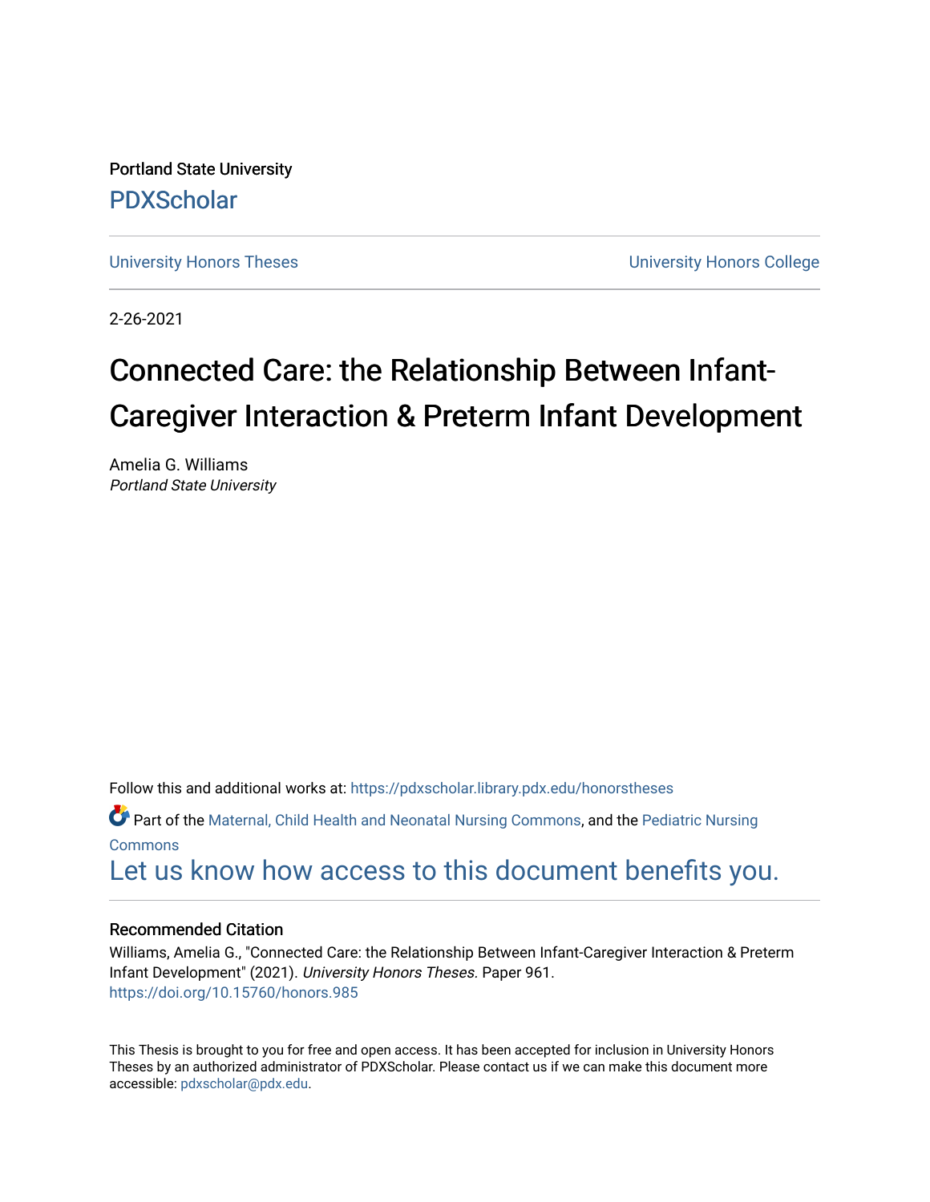Portland State University

PDXScholar

University Honors Theses | University Honors College

2-26-2021

# Connected Care: the Relationship Between Infant-Caregiver Interaction & Preterm Infant Development

Amelia G. Williams
*Portland State University*

Follow this and additional works at: https://pdxscholar.library.pdx.edu/honorstheses

Part of the Maternal, Child Health and Neonatal Nursing Commons, and the Pediatric Nursing Commons

Let us know how access to this document benefits you.

### Recommended Citation

Williams, Amelia G., "Connected Care: the Relationship Between Infant-Caregiver Interaction & Preterm Infant Development" (2021). *University Honors Theses.* Paper 961.
https://doi.org/10.15760/honors.985

This Thesis is brought to you for free and open access. It has been accepted for inclusion in University Honors Theses by an authorized administrator of PDXScholar. Please contact us if we can make this document more accessible: pdxscholar@pdx.edu.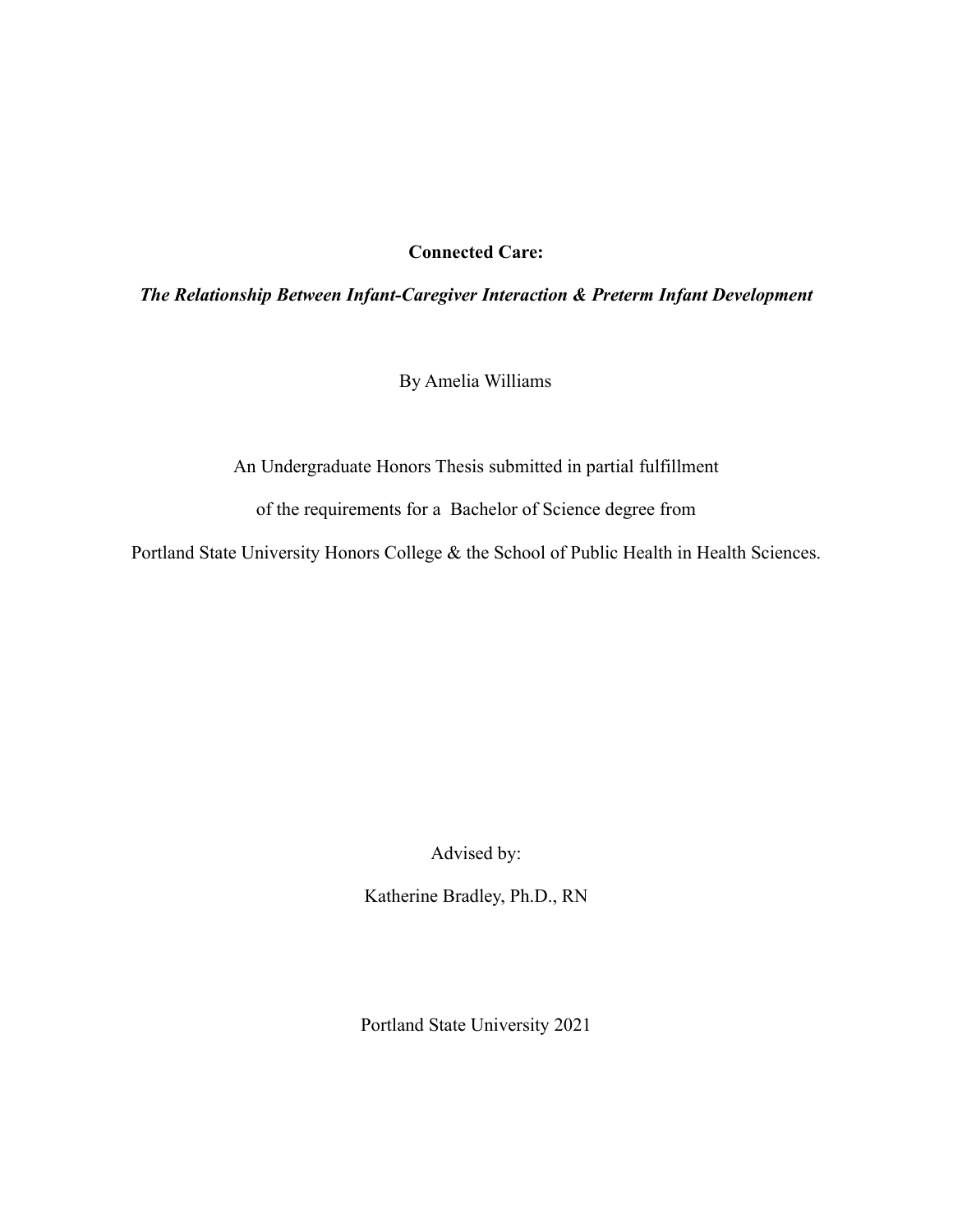**Connected Care:**

***The Relationship Between Infant-Caregiver Interaction & Preterm Infant Development***

By Amelia Williams

An Undergraduate Honors Thesis submitted in partial fulfillment

of the requirements for a Bachelor of Science degree from

Portland State University Honors College & the School of Public Health in Health Sciences.

Advised by:

Katherine Bradley, Ph.D., RN

Portland State University 2021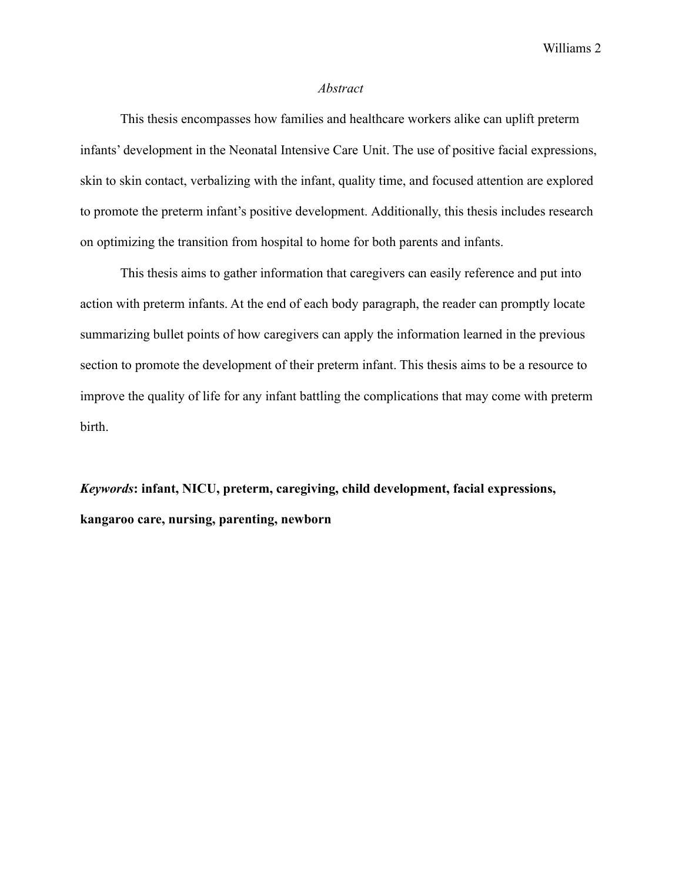*Abstract*

This thesis encompasses how families and healthcare workers alike can uplift preterm infants' development in the Neonatal Intensive Care Unit. The use of positive facial expressions, skin to skin contact, verbalizing with the infant, quality time, and focused attention are explored to promote the preterm infant's positive development. Additionally, this thesis includes research on optimizing the transition from hospital to home for both parents and infants.

This thesis aims to gather information that caregivers can easily reference and put into action with preterm infants. At the end of each body paragraph, the reader can promptly locate summarizing bullet points of how caregivers can apply the information learned in the previous section to promote the development of their preterm infant. This thesis aims to be a resource to improve the quality of life for any infant battling the complications that may come with preterm birth.

***Keywords*: infant, NICU, preterm, caregiving, child development, facial expressions, kangaroo care, nursing, parenting, newborn**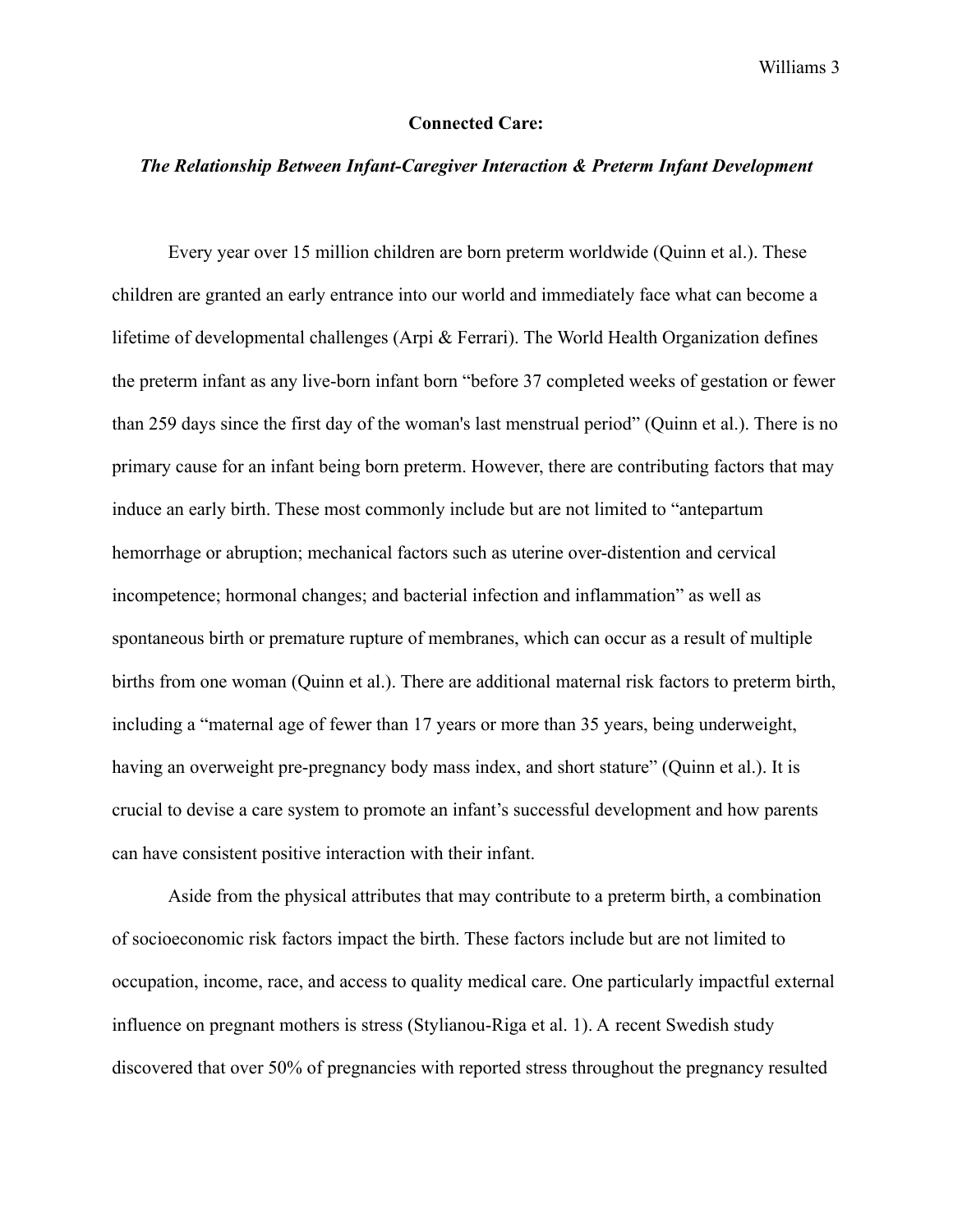**Connected Care:**

***The Relationship Between Infant-Caregiver Interaction & Preterm Infant Development***

Every year over 15 million children are born preterm worldwide (Quinn et al.). These children are granted an early entrance into our world and immediately face what can become a lifetime of developmental challenges (Arpi & Ferrari). The World Health Organization defines the preterm infant as any live-born infant born "before 37 completed weeks of gestation or fewer than 259 days since the first day of the woman's last menstrual period" (Quinn et al.). There is no primary cause for an infant being born preterm. However, there are contributing factors that may induce an early birth. These most commonly include but are not limited to "antepartum hemorrhage or abruption; mechanical factors such as uterine over-distention and cervical incompetence; hormonal changes; and bacterial infection and inflammation" as well as spontaneous birth or premature rupture of membranes, which can occur as a result of multiple births from one woman (Quinn et al.). There are additional maternal risk factors to preterm birth, including a "maternal age of fewer than 17 years or more than 35 years, being underweight, having an overweight pre-pregnancy body mass index, and short stature" (Quinn et al.). It is crucial to devise a care system to promote an infant's successful development and how parents can have consistent positive interaction with their infant.

Aside from the physical attributes that may contribute to a preterm birth, a combination of socioeconomic risk factors impact the birth. These factors include but are not limited to occupation, income, race, and access to quality medical care. One particularly impactful external influence on pregnant mothers is stress (Stylianou-Riga et al. 1). A recent Swedish study discovered that over 50% of pregnancies with reported stress throughout the pregnancy resulted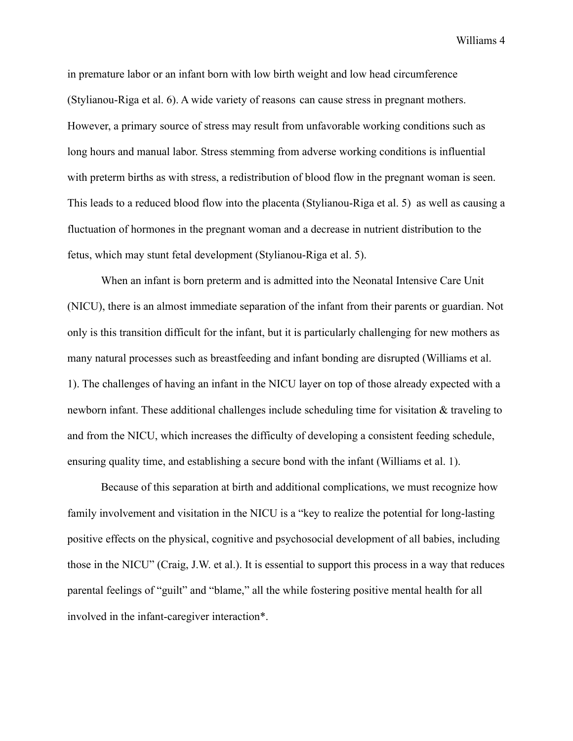in premature labor or an infant born with low birth weight and low head circumference (Stylianou-Riga et al. 6). A wide variety of reasons can cause stress in pregnant mothers. However, a primary source of stress may result from unfavorable working conditions such as long hours and manual labor. Stress stemming from adverse working conditions is influential with preterm births as with stress, a redistribution of blood flow in the pregnant woman is seen. This leads to a reduced blood flow into the placenta (Stylianou-Riga et al. 5) as well as causing a fluctuation of hormones in the pregnant woman and a decrease in nutrient distribution to the fetus, which may stunt fetal development (Stylianou-Riga et al. 5).

When an infant is born preterm and is admitted into the Neonatal Intensive Care Unit (NICU), there is an almost immediate separation of the infant from their parents or guardian. Not only is this transition difficult for the infant, but it is particularly challenging for new mothers as many natural processes such as breastfeeding and infant bonding are disrupted (Williams et al. 1). The challenges of having an infant in the NICU layer on top of those already expected with a newborn infant. These additional challenges include scheduling time for visitation & traveling to and from the NICU, which increases the difficulty of developing a consistent feeding schedule, ensuring quality time, and establishing a secure bond with the infant (Williams et al. 1).

Because of this separation at birth and additional complications, we must recognize how family involvement and visitation in the NICU is a "key to realize the potential for long-lasting positive effects on the physical, cognitive and psychosocial development of all babies, including those in the NICU" (Craig, J.W. et al.). It is essential to support this process in a way that reduces parental feelings of "guilt" and "blame," all the while fostering positive mental health for all involved in the infant-caregiver interaction*.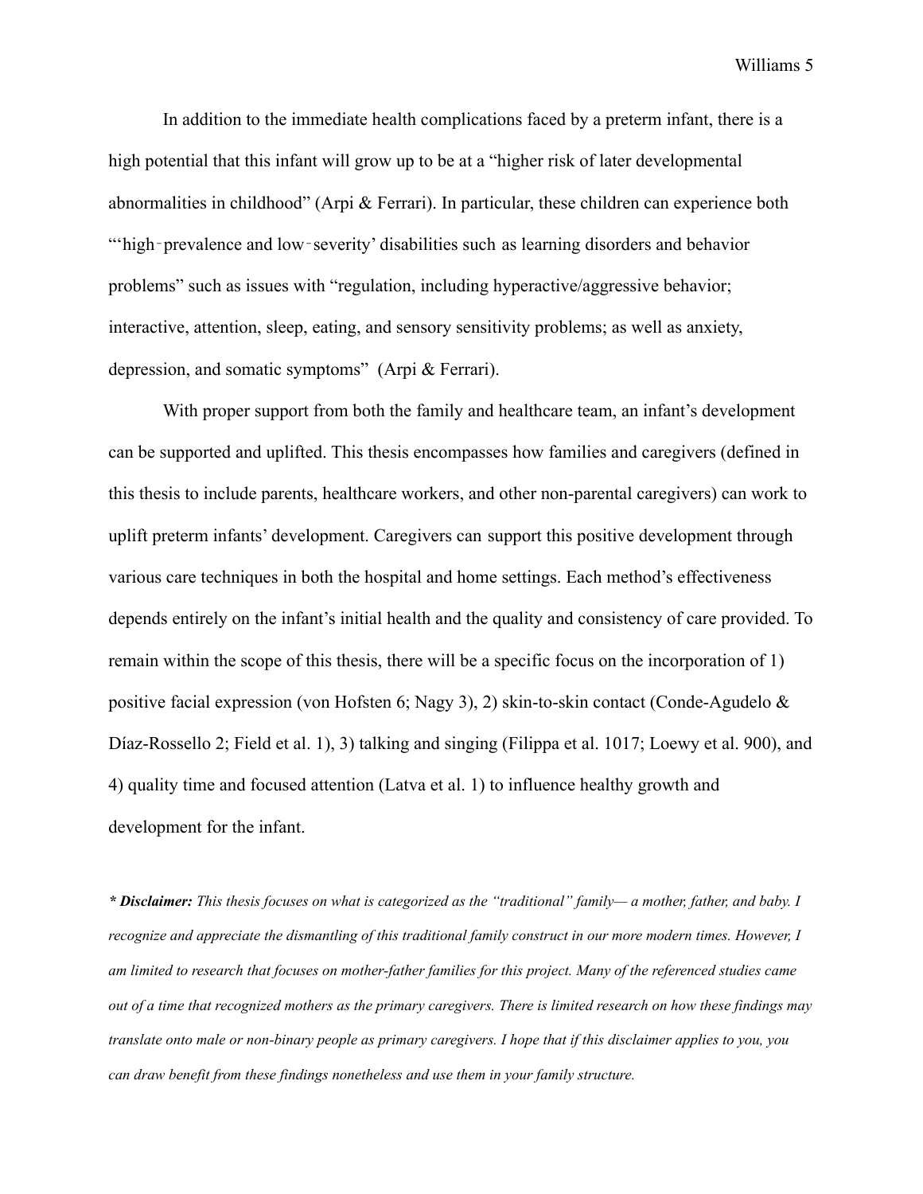In addition to the immediate health complications faced by a preterm infant, there is a high potential that this infant will grow up to be at a "higher risk of later developmental abnormalities in childhood" (Arpi & Ferrari). In particular, these children can experience both "'high‑prevalence and low‑severity' disabilities such as learning disorders and behavior problems" such as issues with "regulation, including hyperactive/aggressive behavior; interactive, attention, sleep, eating, and sensory sensitivity problems; as well as anxiety, depression, and somatic symptoms" (Arpi & Ferrari).

With proper support from both the family and healthcare team, an infant's development can be supported and uplifted. This thesis encompasses how families and caregivers (defined in this thesis to include parents, healthcare workers, and other non-parental caregivers) can work to uplift preterm infants' development. Caregivers can support this positive development through various care techniques in both the hospital and home settings. Each method's effectiveness depends entirely on the infant's initial health and the quality and consistency of care provided. To remain within the scope of this thesis, there will be a specific focus on the incorporation of 1) positive facial expression (von Hofsten 6; Nagy 3), 2) skin-to-skin contact (Conde-Agudelo & Díaz-Rossello 2; Field et al. 1), 3) talking and singing (Filippa et al. 1017; Loewy et al. 900), and 4) quality time and focused attention (Latva et al. 1) to influence healthy growth and development for the infant.

***\* Disclaimer:** This thesis focuses on what is categorized as the "traditional" family— a mother, father, and baby. I recognize and appreciate the dismantling of this traditional family construct in our more modern times. However, I am limited to research that focuses on mother-father families for this project. Many of the referenced studies came out of a time that recognized mothers as the primary caregivers. There is limited research on how these findings may translate onto male or non-binary people as primary caregivers. I hope that if this disclaimer applies to you, you can draw benefit from these findings nonetheless and use them in your family structure.*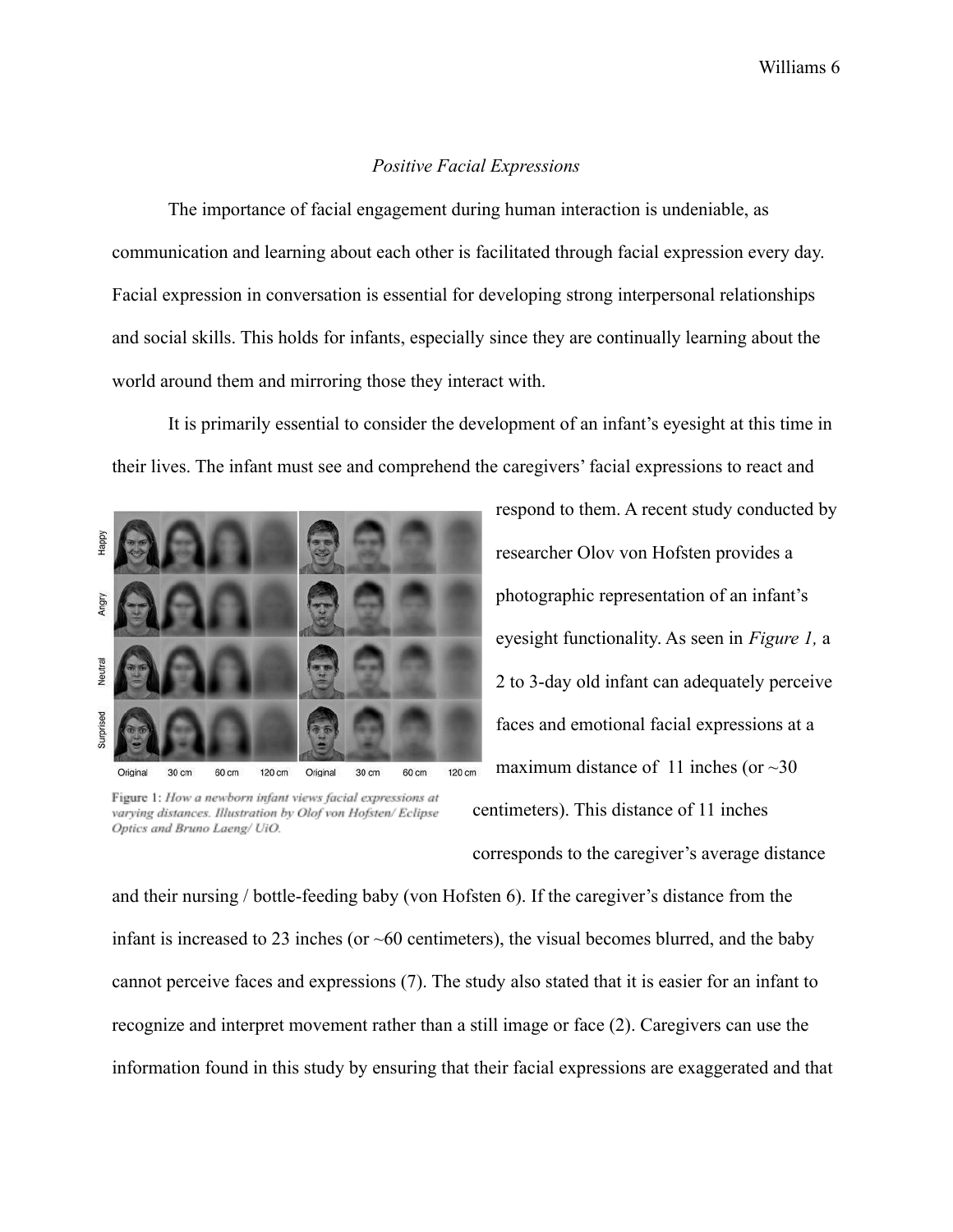*Positive Facial Expressions*

The importance of facial engagement during human interaction is undeniable, as communication and learning about each other is facilitated through facial expression every day. Facial expression in conversation is essential for developing strong interpersonal relationships and social skills. This holds for infants, especially since they are continually learning about the world around them and mirroring those they interact with.

It is primarily essential to consider the development of an infant's eyesight at this time in their lives. The infant must see and comprehend the caregivers' facial expressions to react and respond to them. A recent study conducted by researcher Olov von Hofsten provides a photographic representation of an infant's eyesight functionality. As seen in *Figure 1,* a 2 to 3-day old infant can adequately perceive faces and emotional facial expressions at a maximum distance of 11 inches (or ~30 centimeters). This distance of 11 inches corresponds to the caregiver's average distance and their nursing / bottle-feeding baby (von Hofsten 6). If the caregiver's distance from the infant is increased to 23 inches (or ~60 centimeters), the visual becomes blurred, and the baby cannot perceive faces and expressions (7). The study also stated that it is easier for an infant to recognize and interpret movement rather than a still image or face (2). Caregivers can use the information found in this study by ensuring that their facial expressions are exaggerated and that

Figure 1: *How a newborn infant views facial expressions at varying distances. Illustration by Olof von Hofsten/ Eclipse Optics and Bruno Laeng/ UiO.*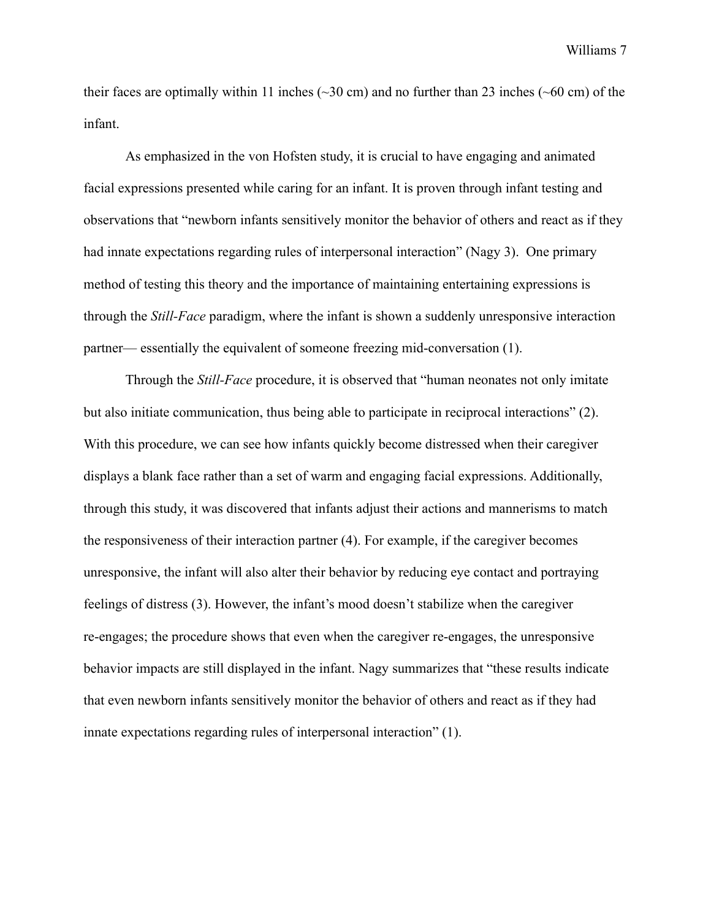their faces are optimally within 11 inches (~30 cm) and no further than 23 inches (~60 cm) of the infant.

As emphasized in the von Hofsten study, it is crucial to have engaging and animated facial expressions presented while caring for an infant. It is proven through infant testing and observations that "newborn infants sensitively monitor the behavior of others and react as if they had innate expectations regarding rules of interpersonal interaction" (Nagy 3). One primary method of testing this theory and the importance of maintaining entertaining expressions is through the *Still-Face* paradigm, where the infant is shown a suddenly unresponsive interaction partner— essentially the equivalent of someone freezing mid-conversation (1).

Through the *Still-Face* procedure, it is observed that "human neonates not only imitate but also initiate communication, thus being able to participate in reciprocal interactions" (2). With this procedure, we can see how infants quickly become distressed when their caregiver displays a blank face rather than a set of warm and engaging facial expressions. Additionally, through this study, it was discovered that infants adjust their actions and mannerisms to match the responsiveness of their interaction partner (4). For example, if the caregiver becomes unresponsive, the infant will also alter their behavior by reducing eye contact and portraying feelings of distress (3). However, the infant's mood doesn't stabilize when the caregiver re-engages; the procedure shows that even when the caregiver re-engages, the unresponsive behavior impacts are still displayed in the infant. Nagy summarizes that "these results indicate that even newborn infants sensitively monitor the behavior of others and react as if they had innate expectations regarding rules of interpersonal interaction" (1).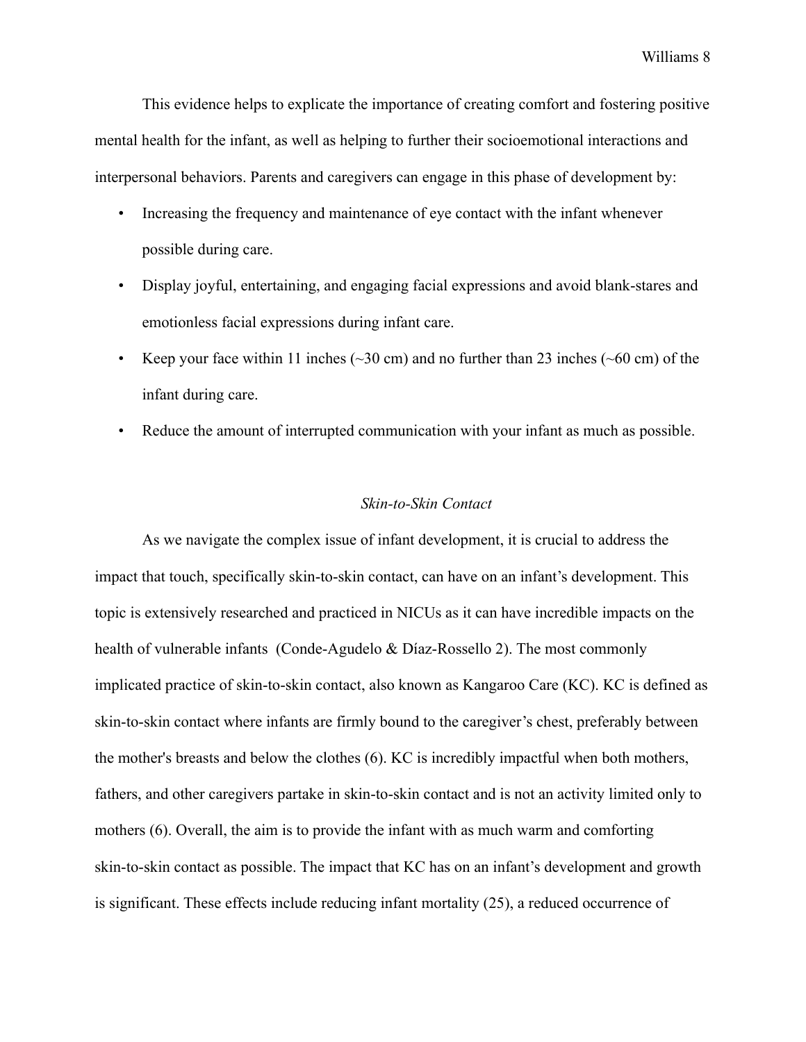This evidence helps to explicate the importance of creating comfort and fostering positive mental health for the infant, as well as helping to further their socioemotional interactions and interpersonal behaviors. Parents and caregivers can engage in this phase of development by:

- Increasing the frequency and maintenance of eye contact with the infant whenever possible during care.
- Display joyful, entertaining, and engaging facial expressions and avoid blank-stares and emotionless facial expressions during infant care.
- Keep your face within 11 inches (~30 cm) and no further than 23 inches (~60 cm) of the infant during care.
- Reduce the amount of interrupted communication with your infant as much as possible.

*Skin-to-Skin Contact*

As we navigate the complex issue of infant development, it is crucial to address the impact that touch, specifically skin-to-skin contact, can have on an infant's development. This topic is extensively researched and practiced in NICUs as it can have incredible impacts on the health of vulnerable infants (Conde-Agudelo & Díaz-Rossello 2). The most commonly implicated practice of skin-to-skin contact, also known as Kangaroo Care (KC). KC is defined as skin-to-skin contact where infants are firmly bound to the caregiver's chest, preferably between the mother's breasts and below the clothes (6). KC is incredibly impactful when both mothers, fathers, and other caregivers partake in skin-to-skin contact and is not an activity limited only to mothers (6). Overall, the aim is to provide the infant with as much warm and comforting skin-to-skin contact as possible. The impact that KC has on an infant's development and growth is significant. These effects include reducing infant mortality (25), a reduced occurrence of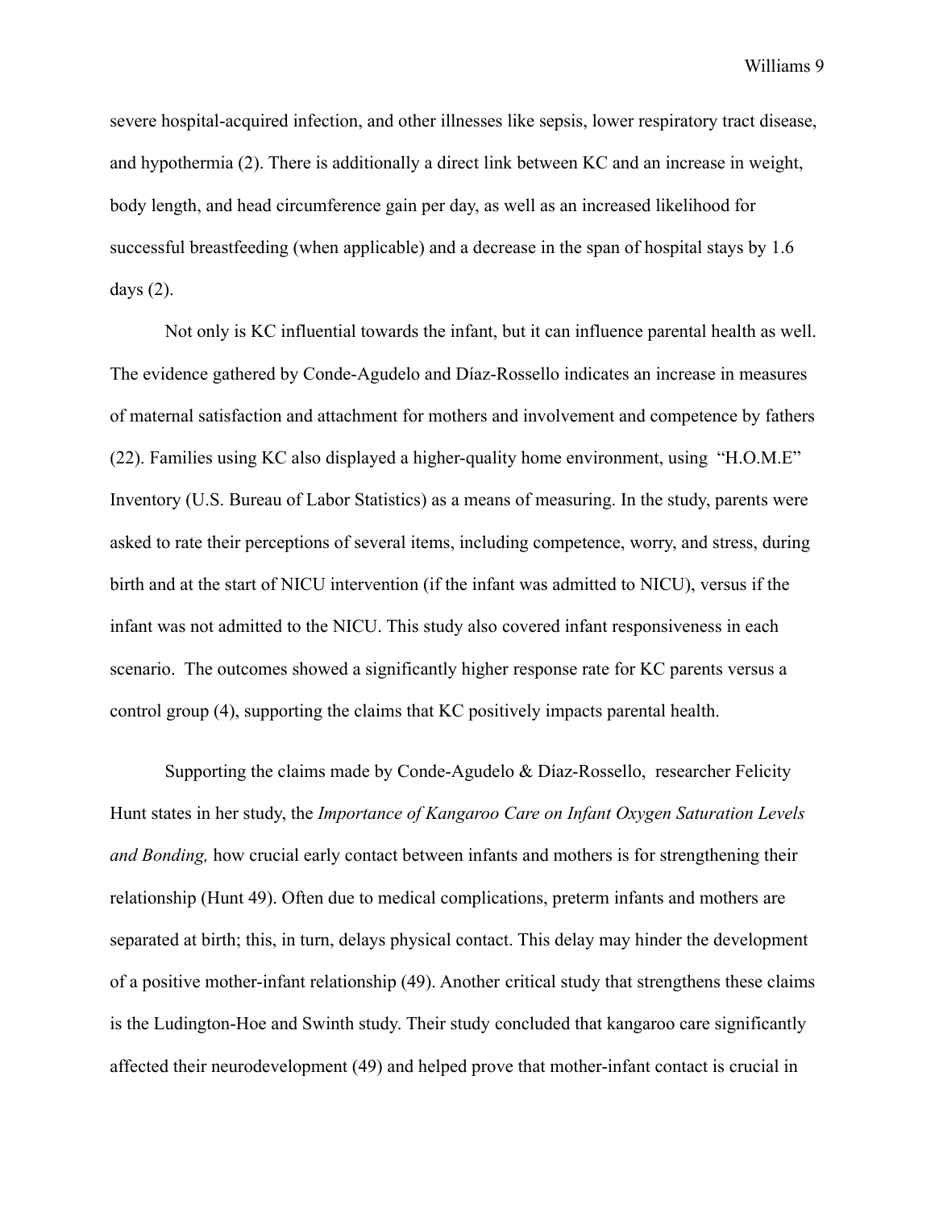severe hospital-acquired infection, and other illnesses like sepsis, lower respiratory tract disease, and hypothermia (2). There is additionally a direct link between KC and an increase in weight, body length, and head circumference gain per day, as well as an increased likelihood for successful breastfeeding (when applicable) and a decrease in the span of hospital stays by 1.6 days (2).

Not only is KC influential towards the infant, but it can influence parental health as well. The evidence gathered by Conde-Agudelo and Díaz-Rossello indicates an increase in measures of maternal satisfaction and attachment for mothers and involvement and competence by fathers (22). Families using KC also displayed a higher-quality home environment, using "H.O.M.E" Inventory (U.S. Bureau of Labor Statistics) as a means of measuring. In the study, parents were asked to rate their perceptions of several items, including competence, worry, and stress, during birth and at the start of NICU intervention (if the infant was admitted to NICU), versus if the infant was not admitted to the NICU. This study also covered infant responsiveness in each scenario. The outcomes showed a significantly higher response rate for KC parents versus a control group (4), supporting the claims that KC positively impacts parental health.

Supporting the claims made by Conde-Agudelo & Díaz-Rossello, researcher Felicity Hunt states in her study, the *Importance of Kangaroo Care on Infant Oxygen Saturation Levels and Bonding,* how crucial early contact between infants and mothers is for strengthening their relationship (Hunt 49). Often due to medical complications, preterm infants and mothers are separated at birth; this, in turn, delays physical contact. This delay may hinder the development of a positive mother-infant relationship (49). Another critical study that strengthens these claims is the Ludington-Hoe and Swinth study. Their study concluded that kangaroo care significantly affected their neurodevelopment (49) and helped prove that mother-infant contact is crucial in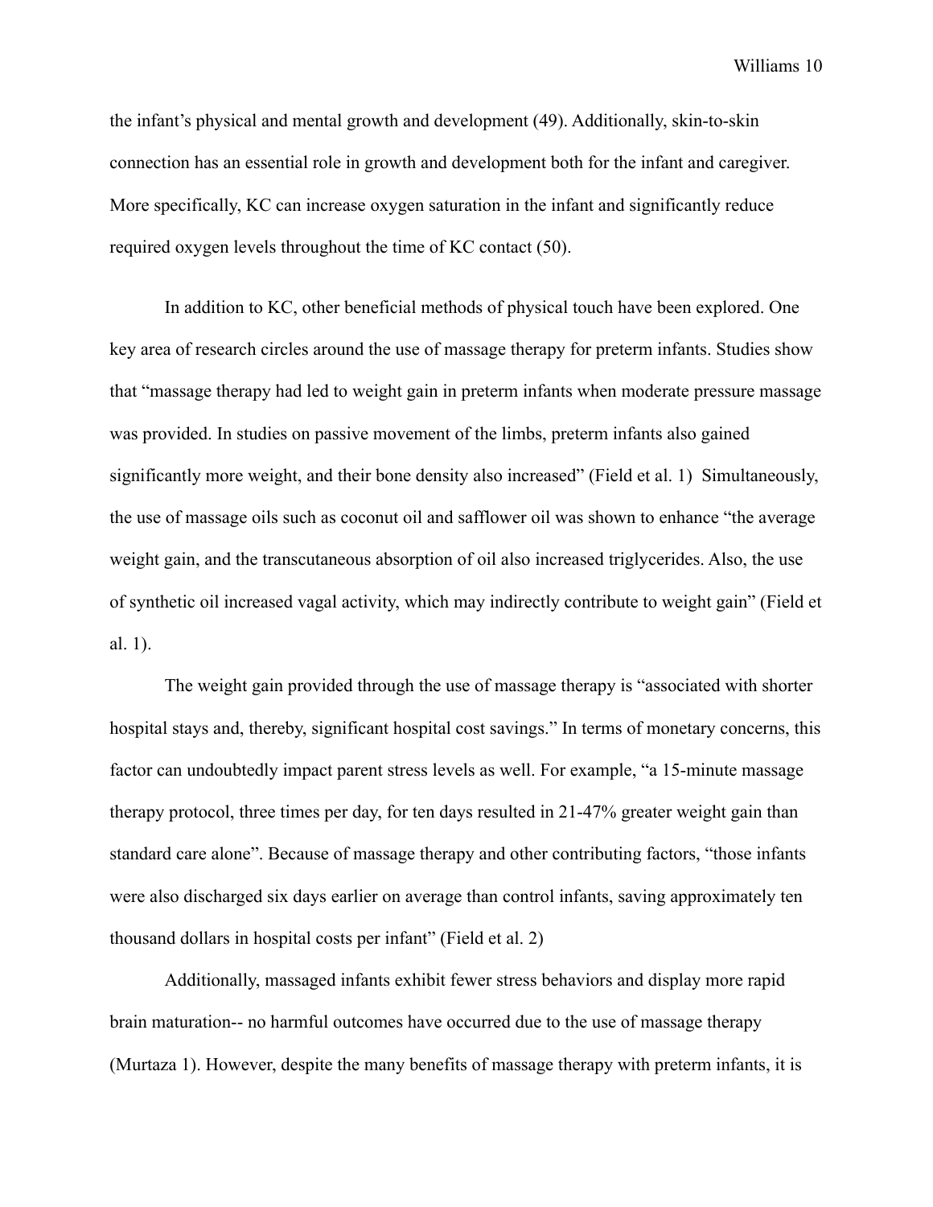the infant's physical and mental growth and development (49). Additionally, skin-to-skin connection has an essential role in growth and development both for the infant and caregiver. More specifically, KC can increase oxygen saturation in the infant and significantly reduce required oxygen levels throughout the time of KC contact (50).

In addition to KC, other beneficial methods of physical touch have been explored. One key area of research circles around the use of massage therapy for preterm infants. Studies show that "massage therapy had led to weight gain in preterm infants when moderate pressure massage was provided. In studies on passive movement of the limbs, preterm infants also gained significantly more weight, and their bone density also increased" (Field et al. 1)  Simultaneously, the use of massage oils such as coconut oil and safflower oil was shown to enhance "the average weight gain, and the transcutaneous absorption of oil also increased triglycerides. Also, the use of synthetic oil increased vagal activity, which may indirectly contribute to weight gain" (Field et al. 1).

The weight gain provided through the use of massage therapy is "associated with shorter hospital stays and, thereby, significant hospital cost savings." In terms of monetary concerns, this factor can undoubtedly impact parent stress levels as well. For example, "a 15-minute massage therapy protocol, three times per day, for ten days resulted in 21-47% greater weight gain than standard care alone". Because of massage therapy and other contributing factors, "those infants were also discharged six days earlier on average than control infants, saving approximately ten thousand dollars in hospital costs per infant" (Field et al. 2)

Additionally, massaged infants exhibit fewer stress behaviors and display more rapid brain maturation-- no harmful outcomes have occurred due to the use of massage therapy (Murtaza 1). However, despite the many benefits of massage therapy with preterm infants, it is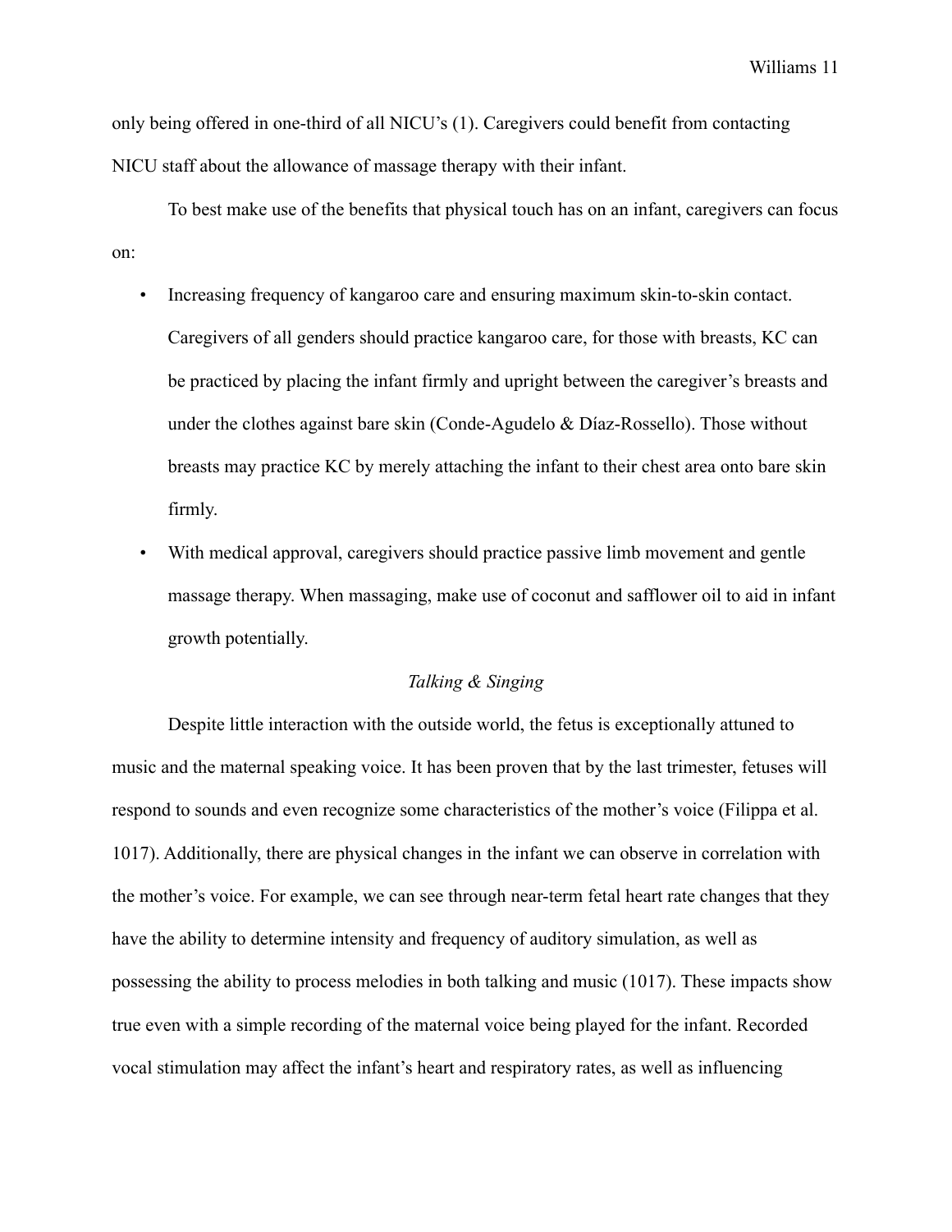only being offered in one-third of all NICU's (1). Caregivers could benefit from contacting NICU staff about the allowance of massage therapy with their infant.

To best make use of the benefits that physical touch has on an infant, caregivers can focus on:

- Increasing frequency of kangaroo care and ensuring maximum skin-to-skin contact. Caregivers of all genders should practice kangaroo care, for those with breasts, KC can be practiced by placing the infant firmly and upright between the caregiver's breasts and under the clothes against bare skin (Conde-Agudelo & Díaz-Rossello). Those without breasts may practice KC by merely attaching the infant to their chest area onto bare skin firmly.
- With medical approval, caregivers should practice passive limb movement and gentle massage therapy. When massaging, make use of coconut and safflower oil to aid in infant growth potentially.

*Talking & Singing*

Despite little interaction with the outside world, the fetus is exceptionally attuned to music and the maternal speaking voice. It has been proven that by the last trimester, fetuses will respond to sounds and even recognize some characteristics of the mother's voice (Filippa et al. 1017). Additionally, there are physical changes in the infant we can observe in correlation with the mother's voice. For example, we can see through near-term fetal heart rate changes that they have the ability to determine intensity and frequency of auditory simulation, as well as possessing the ability to process melodies in both talking and music (1017). These impacts show true even with a simple recording of the maternal voice being played for the infant. Recorded vocal stimulation may affect the infant's heart and respiratory rates, as well as influencing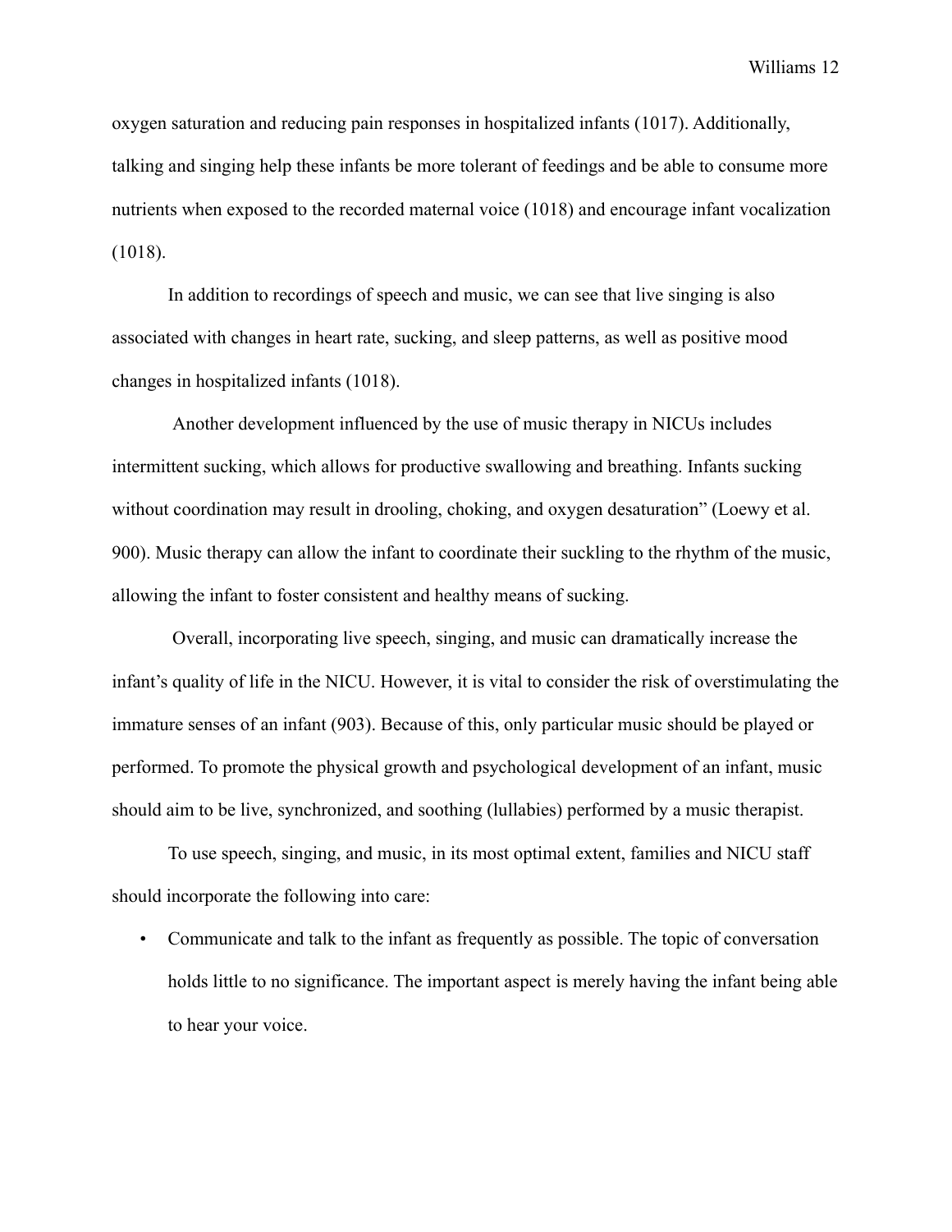oxygen saturation and reducing pain responses in hospitalized infants (1017). Additionally, talking and singing help these infants be more tolerant of feedings and be able to consume more nutrients when exposed to the recorded maternal voice (1018) and encourage infant vocalization (1018).

In addition to recordings of speech and music, we can see that live singing is also associated with changes in heart rate, sucking, and sleep patterns, as well as positive mood changes in hospitalized infants (1018).

Another development influenced by the use of music therapy in NICUs includes intermittent sucking, which allows for productive swallowing and breathing. Infants sucking without coordination may result in drooling, choking, and oxygen desaturation" (Loewy et al. 900). Music therapy can allow the infant to coordinate their suckling to the rhythm of the music, allowing the infant to foster consistent and healthy means of sucking.

Overall, incorporating live speech, singing, and music can dramatically increase the infant's quality of life in the NICU. However, it is vital to consider the risk of overstimulating the immature senses of an infant (903). Because of this, only particular music should be played or performed. To promote the physical growth and psychological development of an infant, music should aim to be live, synchronized, and soothing (lullabies) performed by a music therapist.

To use speech, singing, and music, in its most optimal extent, families and NICU staff should incorporate the following into care:

- Communicate and talk to the infant as frequently as possible. The topic of conversation holds little to no significance. The important aspect is merely having the infant being able to hear your voice.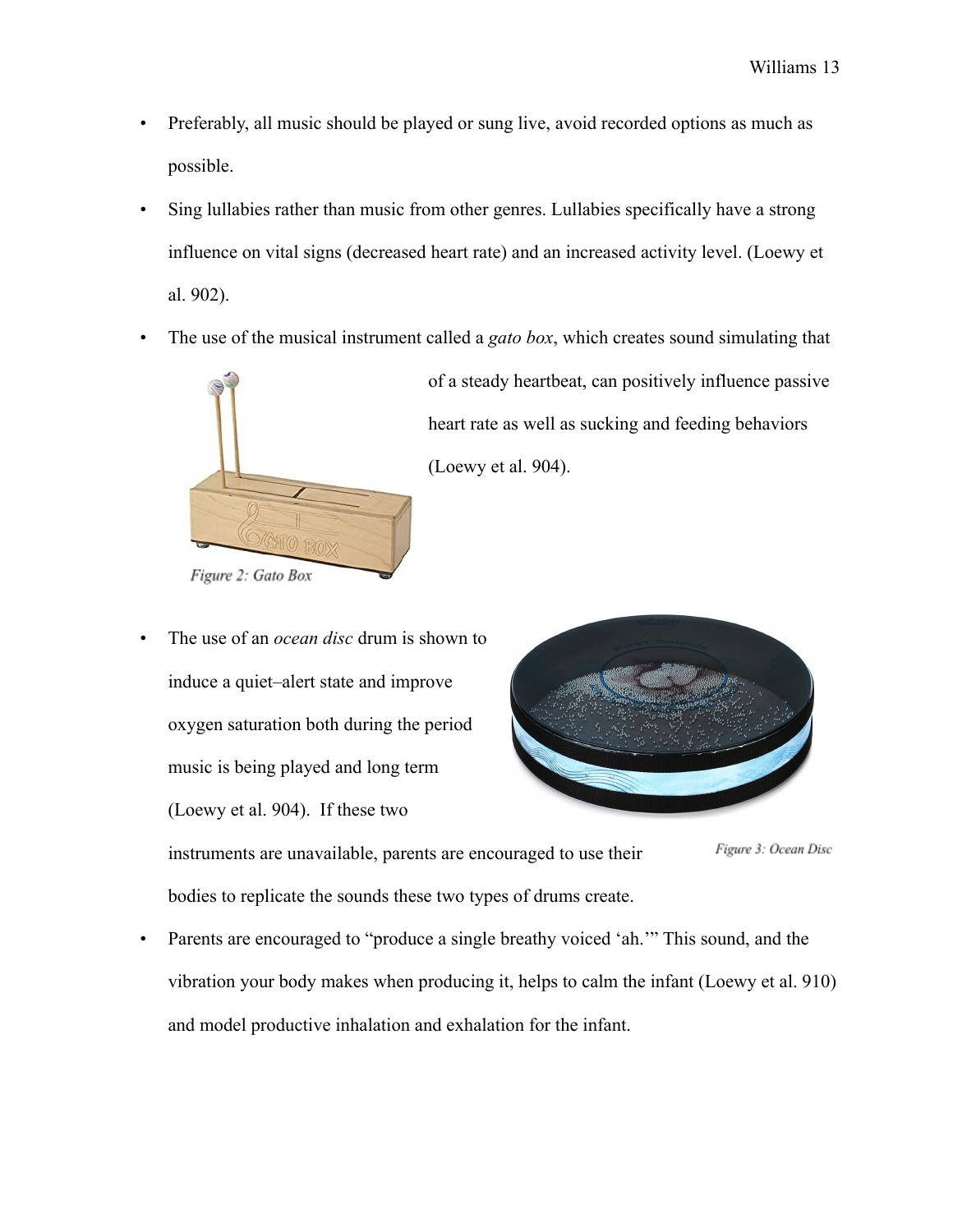- Preferably, all music should be played or sung live, avoid recorded options as much as possible.
- Sing lullabies rather than music from other genres. Lullabies specifically have a strong influence on vital signs (decreased heart rate) and an increased activity level. (Loewy et al. 902).
- The use of the musical instrument called a *gato box*, which creates sound simulating that of a steady heartbeat, can positively influence passive heart rate as well as sucking and feeding behaviors (Loewy et al. 904).

Figure 2: Gato Box

- The use of an *ocean disc* drum is shown to induce a quiet–alert state and improve oxygen saturation both during the period music is being played and long term (Loewy et al. 904). If these two instruments are unavailable, parents are encouraged to use their bodies to replicate the sounds these two types of drums create.

Figure 3: Ocean Disc

- Parents are encouraged to "produce a single breathy voiced 'ah.'" This sound, and the vibration your body makes when producing it, helps to calm the infant (Loewy et al. 910) and model productive inhalation and exhalation for the infant.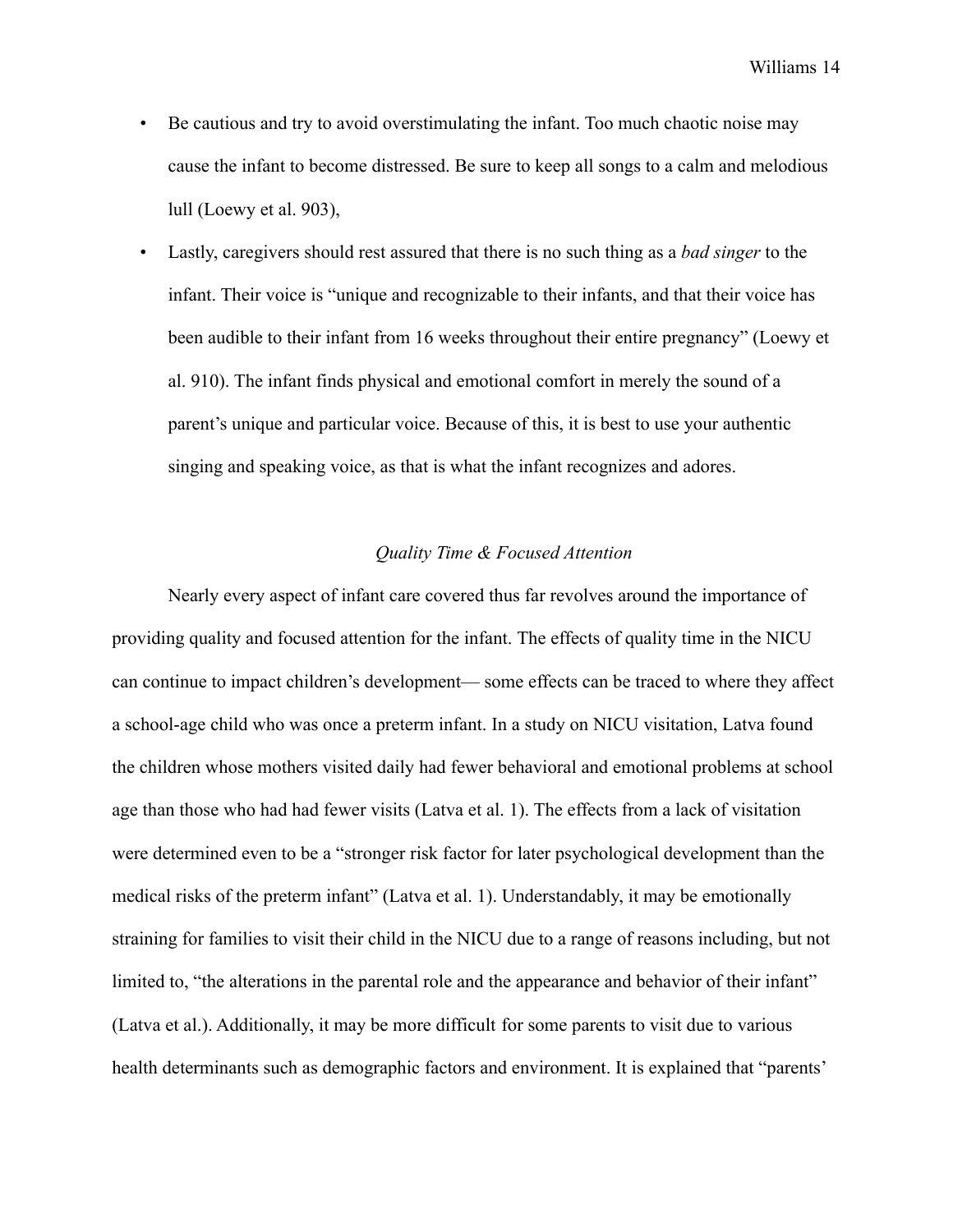- Be cautious and try to avoid overstimulating the infant. Too much chaotic noise may cause the infant to become distressed. Be sure to keep all songs to a calm and melodious lull (Loewy et al. 903),
- Lastly, caregivers should rest assured that there is no such thing as a *bad singer* to the infant. Their voice is "unique and recognizable to their infants, and that their voice has been audible to their infant from 16 weeks throughout their entire pregnancy" (Loewy et al. 910). The infant finds physical and emotional comfort in merely the sound of a parent's unique and particular voice. Because of this, it is best to use your authentic singing and speaking voice, as that is what the infant recognizes and adores.

### *Quality Time & Focused Attention*

Nearly every aspect of infant care covered thus far revolves around the importance of providing quality and focused attention for the infant. The effects of quality time in the NICU can continue to impact children's development— some effects can be traced to where they affect a school-age child who was once a preterm infant. In a study on NICU visitation, Latva found the children whose mothers visited daily had fewer behavioral and emotional problems at school age than those who had had fewer visits (Latva et al. 1). The effects from a lack of visitation were determined even to be a "stronger risk factor for later psychological development than the medical risks of the preterm infant" (Latva et al. 1). Understandably, it may be emotionally straining for families to visit their child in the NICU due to a range of reasons including, but not limited to, "the alterations in the parental role and the appearance and behavior of their infant" (Latva et al.). Additionally, it may be more difficult for some parents to visit due to various health determinants such as demographic factors and environment. It is explained that "parents'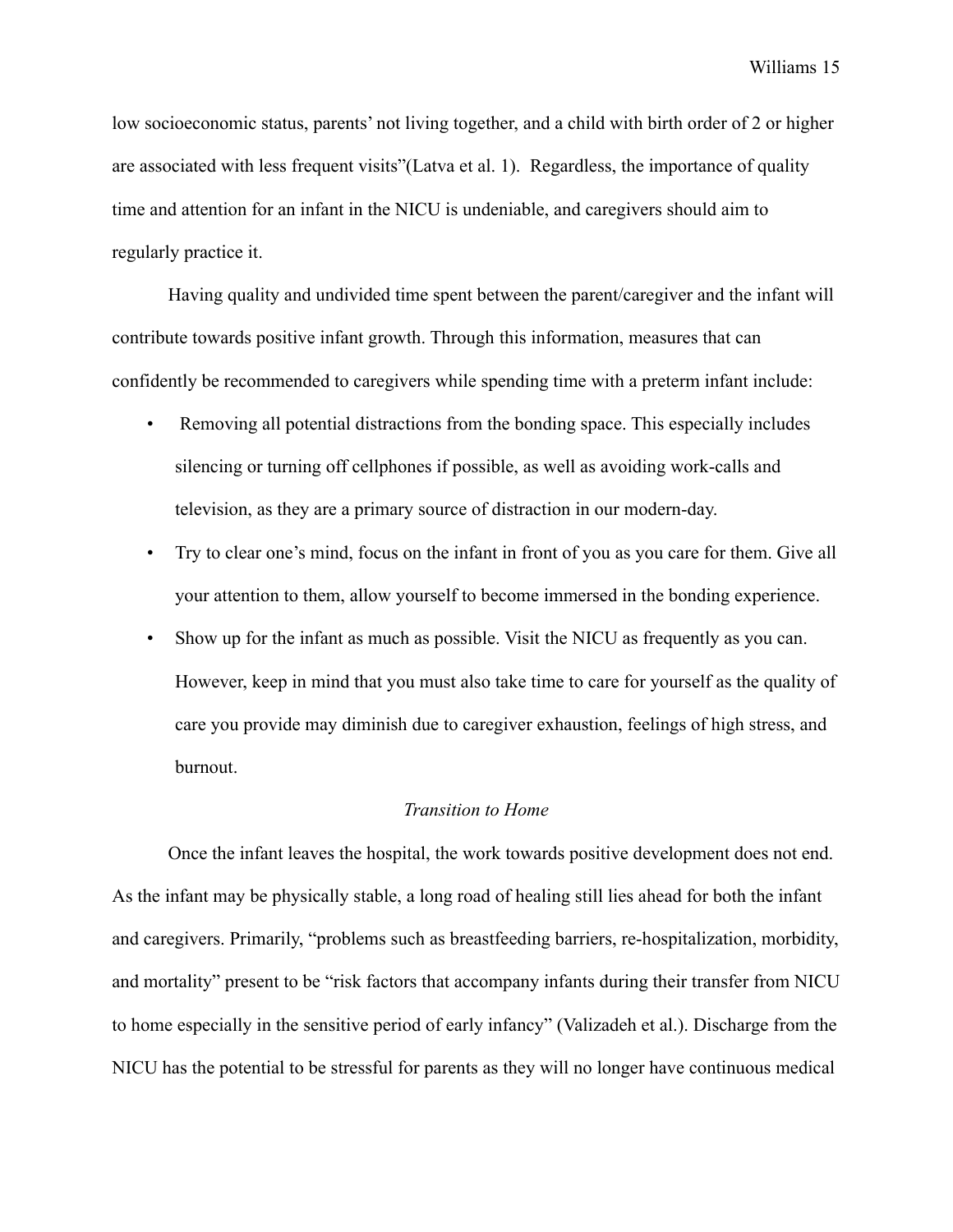low socioeconomic status, parents' not living together, and a child with birth order of 2 or higher are associated with less frequent visits"(Latva et al. 1). Regardless, the importance of quality time and attention for an infant in the NICU is undeniable, and caregivers should aim to regularly practice it.

Having quality and undivided time spent between the parent/caregiver and the infant will contribute towards positive infant growth. Through this information, measures that can confidently be recommended to caregivers while spending time with a preterm infant include:

- Removing all potential distractions from the bonding space. This especially includes silencing or turning off cellphones if possible, as well as avoiding work-calls and television, as they are a primary source of distraction in our modern-day.
- Try to clear one's mind, focus on the infant in front of you as you care for them. Give all your attention to them, allow yourself to become immersed in the bonding experience.
- Show up for the infant as much as possible. Visit the NICU as frequently as you can. However, keep in mind that you must also take time to care for yourself as the quality of care you provide may diminish due to caregiver exhaustion, feelings of high stress, and burnout.

*Transition to Home*

Once the infant leaves the hospital, the work towards positive development does not end. As the infant may be physically stable, a long road of healing still lies ahead for both the infant and caregivers. Primarily, "problems such as breastfeeding barriers, re-hospitalization, morbidity, and mortality" present to be "risk factors that accompany infants during their transfer from NICU to home especially in the sensitive period of early infancy" (Valizadeh et al.). Discharge from the NICU has the potential to be stressful for parents as they will no longer have continuous medical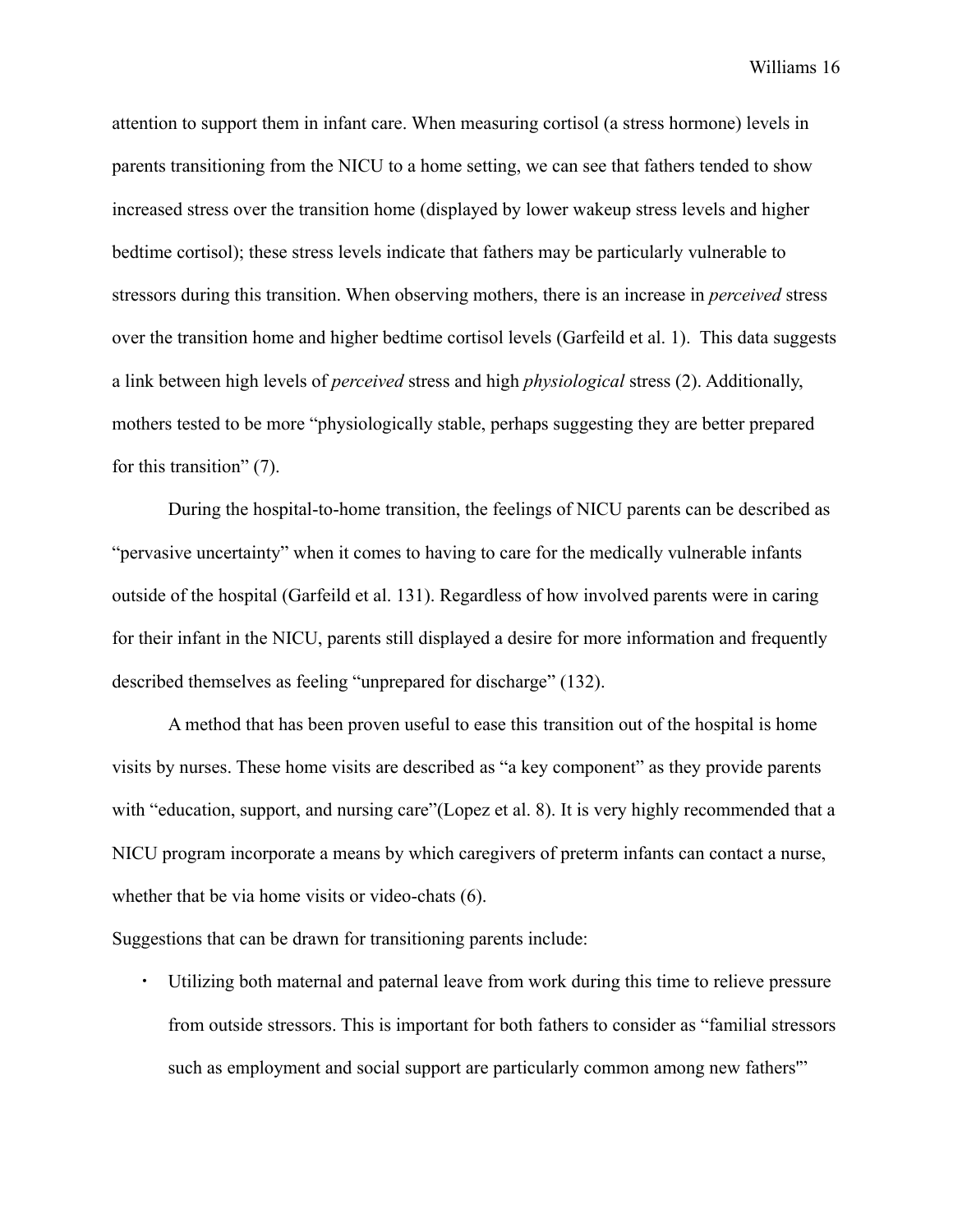attention to support them in infant care. When measuring cortisol (a stress hormone) levels in parents transitioning from the NICU to a home setting, we can see that fathers tended to show increased stress over the transition home (displayed by lower wakeup stress levels and higher bedtime cortisol); these stress levels indicate that fathers may be particularly vulnerable to stressors during this transition. When observing mothers, there is an increase in *perceived* stress over the transition home and higher bedtime cortisol levels (Garfeild et al. 1). This data suggests a link between high levels of *perceived* stress and high *physiological* stress (2). Additionally, mothers tested to be more "physiologically stable, perhaps suggesting they are better prepared for this transition" (7).

During the hospital-to-home transition, the feelings of NICU parents can be described as "pervasive uncertainty" when it comes to having to care for the medically vulnerable infants outside of the hospital (Garfeild et al. 131). Regardless of how involved parents were in caring for their infant in the NICU, parents still displayed a desire for more information and frequently described themselves as feeling "unprepared for discharge" (132).

A method that has been proven useful to ease this transition out of the hospital is home visits by nurses. These home visits are described as "a key component" as they provide parents with "education, support, and nursing care"(Lopez et al. 8). It is very highly recommended that a NICU program incorporate a means by which caregivers of preterm infants can contact a nurse, whether that be via home visits or video-chats (6).

Suggestions that can be drawn for transitioning parents include:

- Utilizing both maternal and paternal leave from work during this time to relieve pressure from outside stressors. This is important for both fathers to consider as "familial stressors such as employment and social support are particularly common among new fathers'"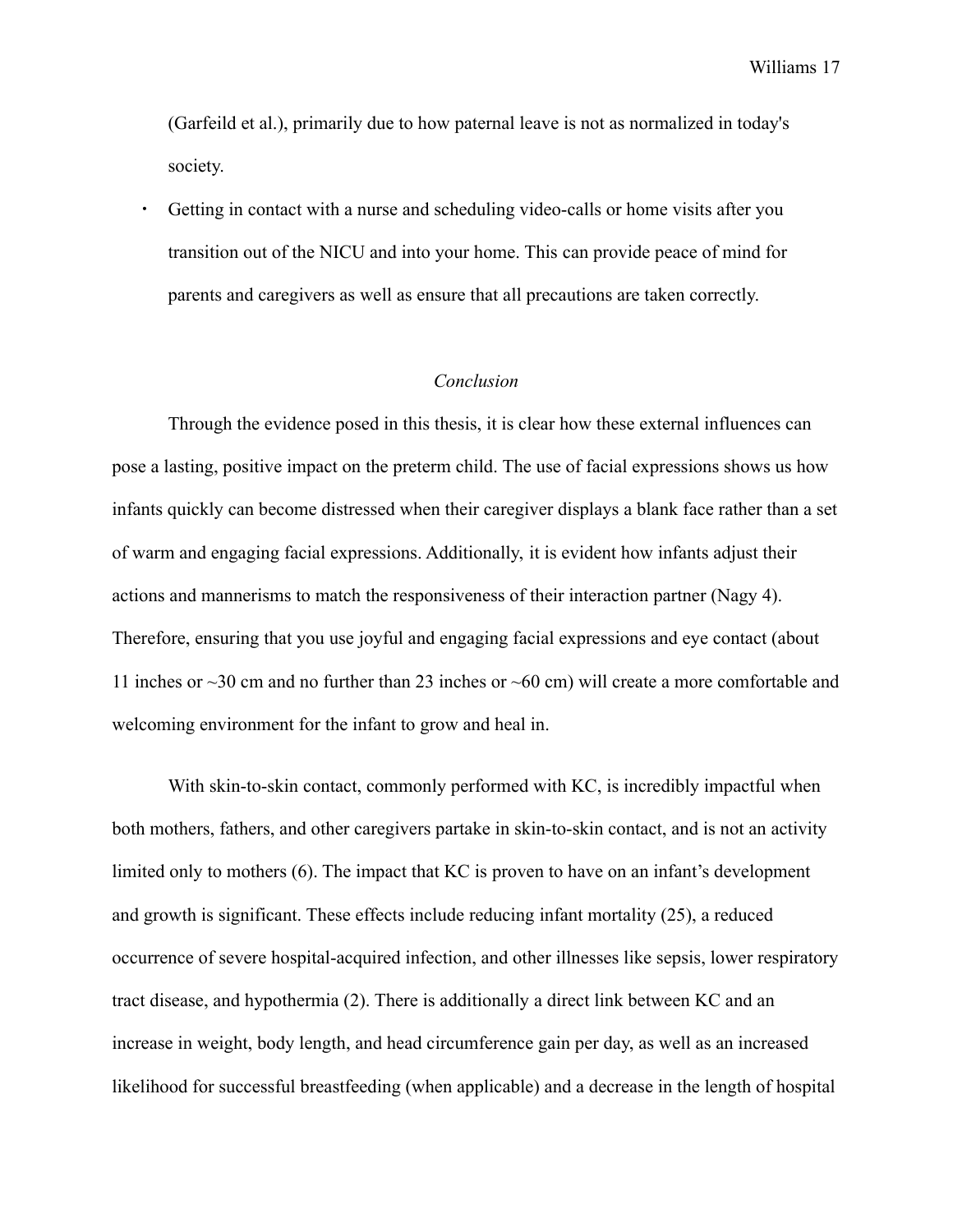(Garfeild et al.), primarily due to how paternal leave is not as normalized in today's society.

- Getting in contact with a nurse and scheduling video-calls or home visits after you transition out of the NICU and into your home. This can provide peace of mind for parents and caregivers as well as ensure that all precautions are taken correctly.

*Conclusion*

Through the evidence posed in this thesis, it is clear how these external influences can pose a lasting, positive impact on the preterm child. The use of facial expressions shows us how infants quickly can become distressed when their caregiver displays a blank face rather than a set of warm and engaging facial expressions. Additionally, it is evident how infants adjust their actions and mannerisms to match the responsiveness of their interaction partner (Nagy 4). Therefore, ensuring that you use joyful and engaging facial expressions and eye contact (about 11 inches or ~30 cm and no further than 23 inches or ~60 cm) will create a more comfortable and welcoming environment for the infant to grow and heal in.

With skin-to-skin contact, commonly performed with KC, is incredibly impactful when both mothers, fathers, and other caregivers partake in skin-to-skin contact, and is not an activity limited only to mothers (6). The impact that KC is proven to have on an infant's development and growth is significant. These effects include reducing infant mortality (25), a reduced occurrence of severe hospital-acquired infection, and other illnesses like sepsis, lower respiratory tract disease, and hypothermia (2). There is additionally a direct link between KC and an increase in weight, body length, and head circumference gain per day, as well as an increased likelihood for successful breastfeeding (when applicable) and a decrease in the length of hospital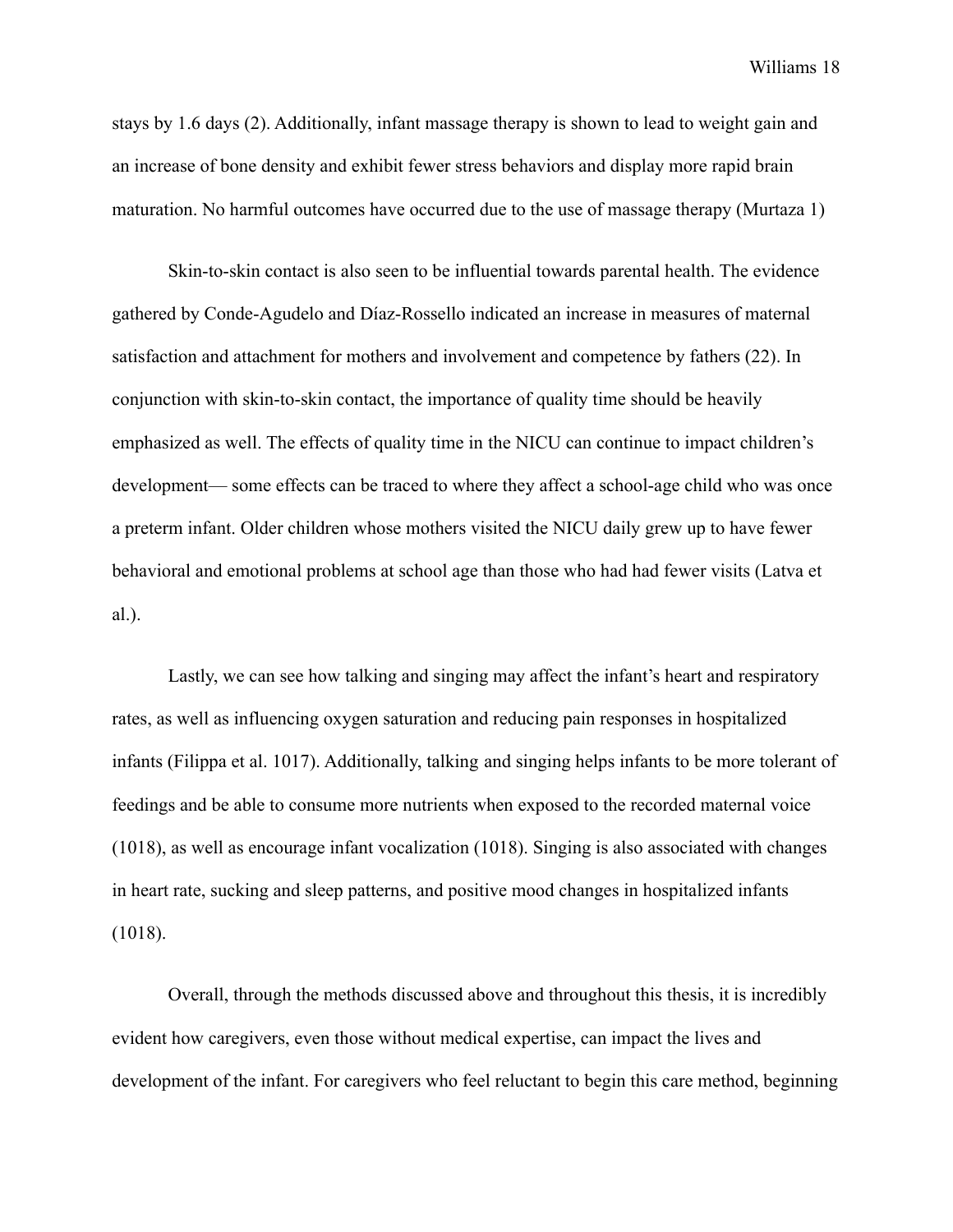stays by 1.6 days (2). Additionally, infant massage therapy is shown to lead to weight gain and an increase of bone density and exhibit fewer stress behaviors and display more rapid brain maturation. No harmful outcomes have occurred due to the use of massage therapy (Murtaza 1)

Skin-to-skin contact is also seen to be influential towards parental health. The evidence gathered by Conde-Agudelo and Díaz-Rossello indicated an increase in measures of maternal satisfaction and attachment for mothers and involvement and competence by fathers (22). In conjunction with skin-to-skin contact, the importance of quality time should be heavily emphasized as well. The effects of quality time in the NICU can continue to impact children's development— some effects can be traced to where they affect a school-age child who was once a preterm infant. Older children whose mothers visited the NICU daily grew up to have fewer behavioral and emotional problems at school age than those who had had fewer visits (Latva et al.).

Lastly, we can see how talking and singing may affect the infant's heart and respiratory rates, as well as influencing oxygen saturation and reducing pain responses in hospitalized infants (Filippa et al. 1017). Additionally, talking and singing helps infants to be more tolerant of feedings and be able to consume more nutrients when exposed to the recorded maternal voice (1018), as well as encourage infant vocalization (1018). Singing is also associated with changes in heart rate, sucking and sleep patterns, and positive mood changes in hospitalized infants (1018).

Overall, through the methods discussed above and throughout this thesis, it is incredibly evident how caregivers, even those without medical expertise, can impact the lives and development of the infant. For caregivers who feel reluctant to begin this care method, beginning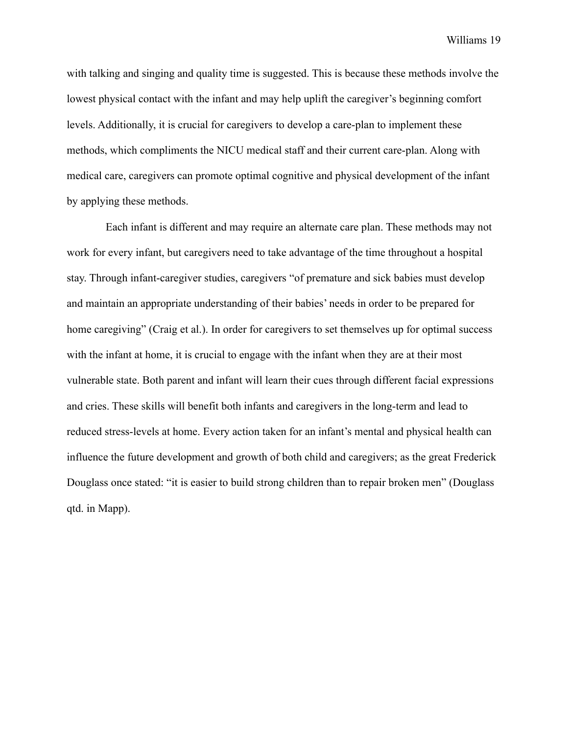with talking and singing and quality time is suggested. This is because these methods involve the lowest physical contact with the infant and may help uplift the caregiver's beginning comfort levels. Additionally, it is crucial for caregivers to develop a care-plan to implement these methods, which compliments the NICU medical staff and their current care-plan. Along with medical care, caregivers can promote optimal cognitive and physical development of the infant by applying these methods.

Each infant is different and may require an alternate care plan. These methods may not work for every infant, but caregivers need to take advantage of the time throughout a hospital stay. Through infant-caregiver studies, caregivers "of premature and sick babies must develop and maintain an appropriate understanding of their babies' needs in order to be prepared for home caregiving" (Craig et al.). In order for caregivers to set themselves up for optimal success with the infant at home, it is crucial to engage with the infant when they are at their most vulnerable state. Both parent and infant will learn their cues through different facial expressions and cries. These skills will benefit both infants and caregivers in the long-term and lead to reduced stress-levels at home. Every action taken for an infant's mental and physical health can influence the future development and growth of both child and caregivers; as the great Frederick Douglass once stated: "it is easier to build strong children than to repair broken men" (Douglass qtd. in Mapp).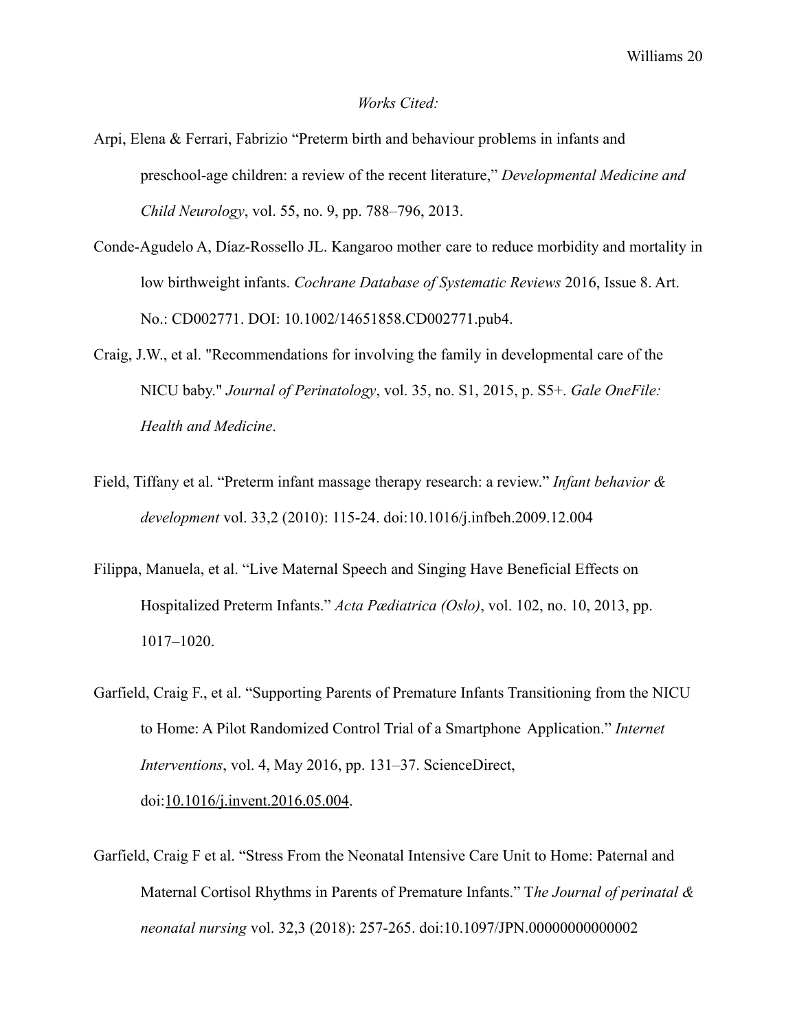*Works Cited:*

Arpi, Elena & Ferrari, Fabrizio "Preterm birth and behaviour problems in infants and preschool-age children: a review of the recent literature," *Developmental Medicine and Child Neurology*, vol. 55, no. 9, pp. 788–796, 2013.

Conde-Agudelo A, Díaz-Rossello JL. Kangaroo mother care to reduce morbidity and mortality in low birthweight infants. *Cochrane Database of Systematic Reviews* 2016, Issue 8. Art. No.: CD002771. DOI: 10.1002/14651858.CD002771.pub4.

Craig, J.W., et al. "Recommendations for involving the family in developmental care of the NICU baby." *Journal of Perinatology*, vol. 35, no. S1, 2015, p. S5+. *Gale OneFile: Health and Medicine*.

Field, Tiffany et al. "Preterm infant massage therapy research: a review." *Infant behavior & development* vol. 33,2 (2010): 115-24. doi:10.1016/j.infbeh.2009.12.004

Filippa, Manuela, et al. "Live Maternal Speech and Singing Have Beneficial Effects on Hospitalized Preterm Infants." *Acta Pædiatrica (Oslo)*, vol. 102, no. 10, 2013, pp. 1017–1020.

Garfield, Craig F., et al. "Supporting Parents of Premature Infants Transitioning from the NICU to Home: A Pilot Randomized Control Trial of a Smartphone Application." *Internet Interventions*, vol. 4, May 2016, pp. 131–37. ScienceDirect, doi:10.1016/j.invent.2016.05.004.

Garfield, Craig F et al. "Stress From the Neonatal Intensive Care Unit to Home: Paternal and Maternal Cortisol Rhythms in Parents of Premature Infants." T*he Journal of perinatal & neonatal nursing* vol. 32,3 (2018): 257-265. doi:10.1097/JPN.00000000000002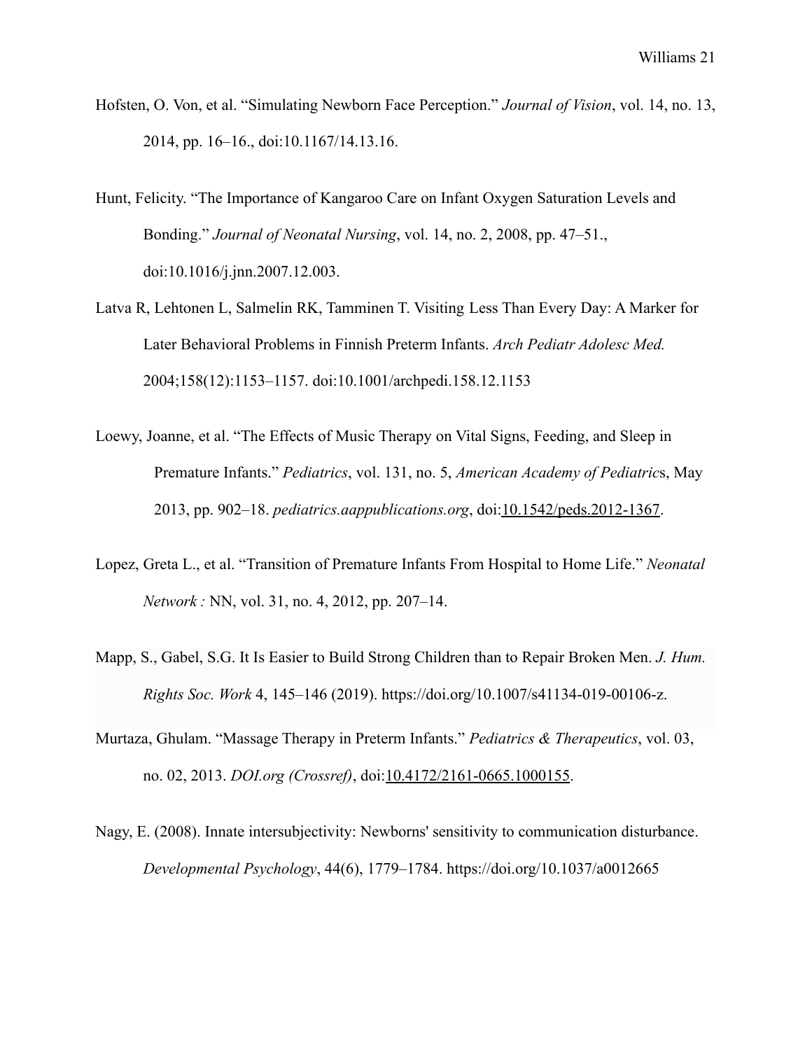Hofsten, O. Von, et al. "Simulating Newborn Face Perception." *Journal of Vision*, vol. 14, no. 13, 2014, pp. 16–16., doi:10.1167/14.13.16.

Hunt, Felicity. "The Importance of Kangaroo Care on Infant Oxygen Saturation Levels and Bonding." *Journal of Neonatal Nursing*, vol. 14, no. 2, 2008, pp. 47–51., doi:10.1016/j.jnn.2007.12.003.

Latva R, Lehtonen L, Salmelin RK, Tamminen T. Visiting Less Than Every Day: A Marker for Later Behavioral Problems in Finnish Preterm Infants. *Arch Pediatr Adolesc Med.* 2004;158(12):1153–1157. doi:10.1001/archpedi.158.12.1153

Loewy, Joanne, et al. "The Effects of Music Therapy on Vital Signs, Feeding, and Sleep in Premature Infants." *Pediatrics*, vol. 131, no. 5, *American Academy of Pediatric*s, May 2013, pp. 902–18. *pediatrics.aappublications.org*, doi:10.1542/peds.2012-1367.

Lopez, Greta L., et al. "Transition of Premature Infants From Hospital to Home Life." *Neonatal Network :* NN, vol. 31, no. 4, 2012, pp. 207–14.

Mapp, S., Gabel, S.G. It Is Easier to Build Strong Children than to Repair Broken Men. *J. Hum. Rights Soc. Work* 4, 145–146 (2019). https://doi.org/10.1007/s41134-019-00106-z.

Murtaza, Ghulam. "Massage Therapy in Preterm Infants." *Pediatrics & Therapeutics*, vol. 03, no. 02, 2013. *DOI.org (Crossref)*, doi:10.4172/2161-0665.1000155.

Nagy, E. (2008). Innate intersubjectivity: Newborns' sensitivity to communication disturbance. *Developmental Psychology*, 44(6), 1779–1784. https://doi.org/10.1037/a0012665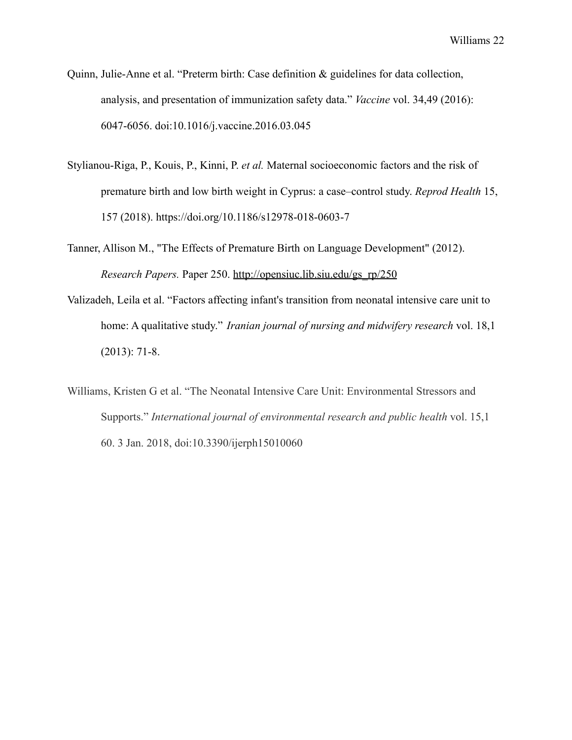Quinn, Julie-Anne et al. "Preterm birth: Case definition & guidelines for data collection, analysis, and presentation of immunization safety data." *Vaccine* vol. 34,49 (2016): 6047-6056. doi:10.1016/j.vaccine.2016.03.045

Stylianou-Riga, P., Kouis, P., Kinni, P. *et al.* Maternal socioeconomic factors and the risk of premature birth and low birth weight in Cyprus: a case–control study. *Reprod Health* 15, 157 (2018). https://doi.org/10.1186/s12978-018-0603-7

Tanner, Allison M., "The Effects of Premature Birth on Language Development" (2012). *Research Papers.* Paper 250. http://opensiuc.lib.siu.edu/gs_rp/250

Valizadeh, Leila et al. "Factors affecting infant's transition from neonatal intensive care unit to home: A qualitative study." *Iranian journal of nursing and midwifery research* vol. 18,1 (2013): 71-8.

Williams, Kristen G et al. "The Neonatal Intensive Care Unit: Environmental Stressors and Supports." *International journal of environmental research and public health* vol. 15,1 60. 3 Jan. 2018, doi:10.3390/ijerph15010060